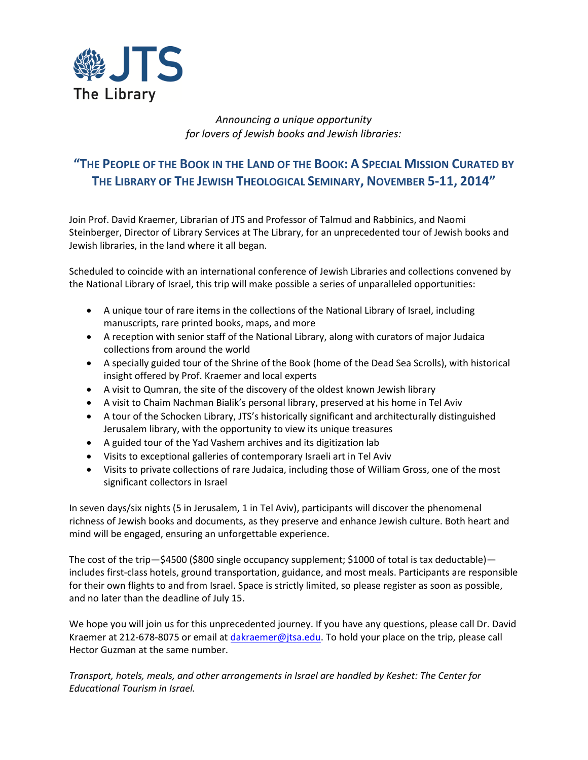JTS

The Library

*Announcing a unique opportunity*
*for lovers of Jewish books and Jewish libraries:*

## "THE PEOPLE OF THE BOOK IN THE LAND OF THE BOOK: A SPECIAL MISSION CURATED BY THE LIBRARY OF THE JEWISH THEOLOGICAL SEMINARY, NOVEMBER 5-11, 2014"

Join Prof. David Kraemer, Librarian of JTS and Professor of Talmud and Rabbinics, and Naomi Steinberger, Director of Library Services at The Library, for an unprecedented tour of Jewish books and Jewish libraries, in the land where it all began.

Scheduled to coincide with an international conference of Jewish Libraries and collections convened by the National Library of Israel, this trip will make possible a series of unparalleled opportunities:

- A unique tour of rare items in the collections of the National Library of Israel, including manuscripts, rare printed books, maps, and more
- A reception with senior staff of the National Library, along with curators of major Judaica collections from around the world
- A specially guided tour of the Shrine of the Book (home of the Dead Sea Scrolls), with historical insight offered by Prof. Kraemer and local experts
- A visit to Qumran, the site of the discovery of the oldest known Jewish library
- A visit to Chaim Nachman Bialik's personal library, preserved at his home in Tel Aviv
- A tour of the Schocken Library, JTS's historically significant and architecturally distinguished Jerusalem library, with the opportunity to view its unique treasures
- A guided tour of the Yad Vashem archives and its digitization lab
- Visits to exceptional galleries of contemporary Israeli art in Tel Aviv
- Visits to private collections of rare Judaica, including those of William Gross, one of the most significant collectors in Israel

In seven days/six nights (5 in Jerusalem, 1 in Tel Aviv), participants will discover the phenomenal richness of Jewish books and documents, as they preserve and enhance Jewish culture. Both heart and mind will be engaged, ensuring an unforgettable experience.

The cost of the trip—$4500 ($800 single occupancy supplement; $1000 of total is tax deductable)—includes first-class hotels, ground transportation, guidance, and most meals. Participants are responsible for their own flights to and from Israel. Space is strictly limited, so please register as soon as possible, and no later than the deadline of July 15.

We hope you will join us for this unprecedented journey. If you have any questions, please call Dr. David Kraemer at 212-678-8075 or email at dakraemer@jtsa.edu. To hold your place on the trip, please call Hector Guzman at the same number.

*Transport, hotels, meals, and other arrangements in Israel are handled by Keshet: The Center for Educational Tourism in Israel.*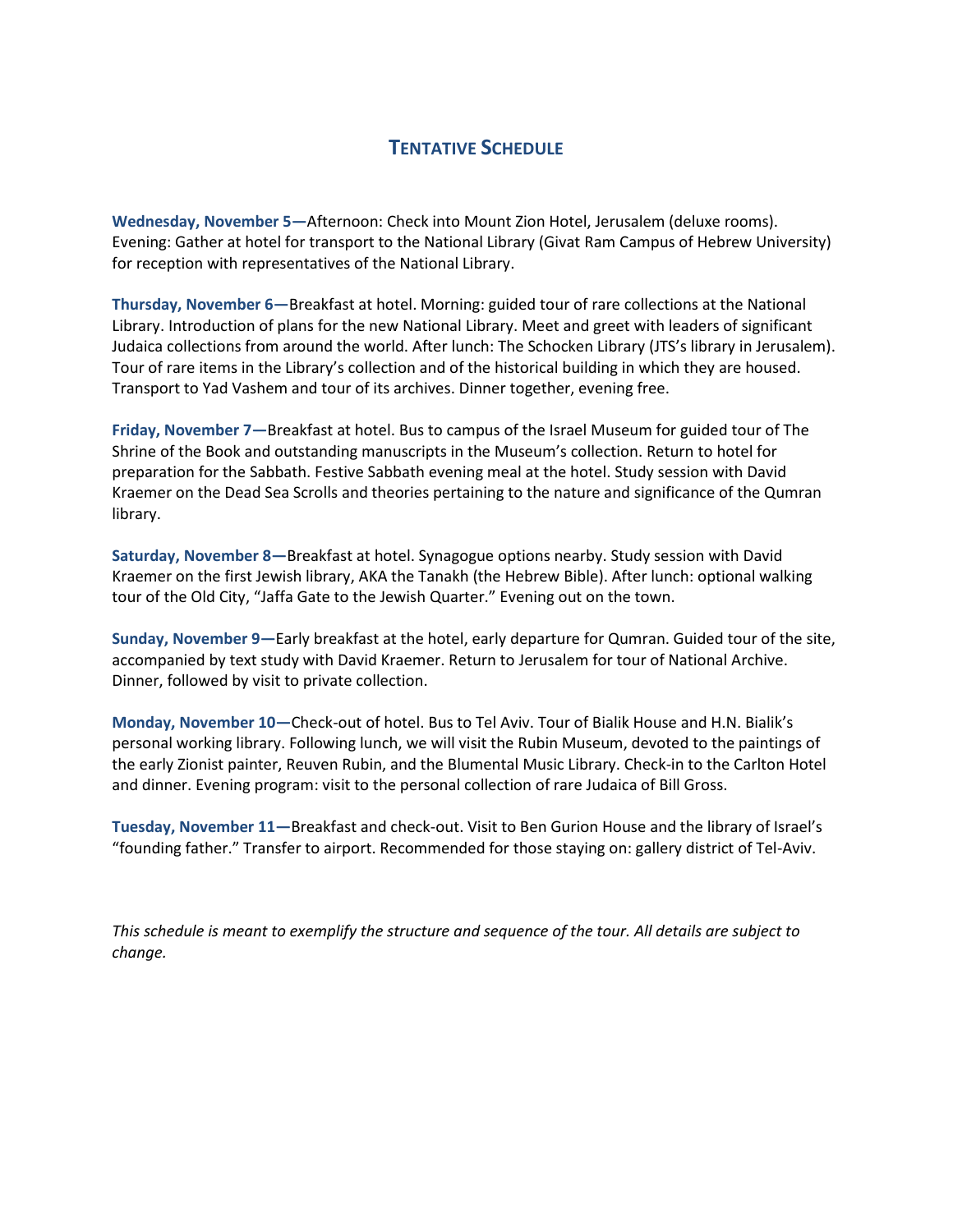## Tentative Schedule

**Wednesday, November 5—**Afternoon: Check into Mount Zion Hotel, Jerusalem (deluxe rooms). Evening: Gather at hotel for transport to the National Library (Givat Ram Campus of Hebrew University) for reception with representatives of the National Library.

**Thursday, November 6—**Breakfast at hotel. Morning: guided tour of rare collections at the National Library. Introduction of plans for the new National Library. Meet and greet with leaders of significant Judaica collections from around the world. After lunch: The Schocken Library (JTS's library in Jerusalem). Tour of rare items in the Library's collection and of the historical building in which they are housed. Transport to Yad Vashem and tour of its archives. Dinner together, evening free.

**Friday, November 7—**Breakfast at hotel. Bus to campus of the Israel Museum for guided tour of The Shrine of the Book and outstanding manuscripts in the Museum's collection. Return to hotel for preparation for the Sabbath. Festive Sabbath evening meal at the hotel. Study session with David Kraemer on the Dead Sea Scrolls and theories pertaining to the nature and significance of the Qumran library.

**Saturday, November 8—**Breakfast at hotel. Synagogue options nearby. Study session with David Kraemer on the first Jewish library, AKA the Tanakh (the Hebrew Bible). After lunch: optional walking tour of the Old City, "Jaffa Gate to the Jewish Quarter." Evening out on the town.

**Sunday, November 9—**Early breakfast at the hotel, early departure for Qumran. Guided tour of the site, accompanied by text study with David Kraemer. Return to Jerusalem for tour of National Archive. Dinner, followed by visit to private collection.

**Monday, November 10—**Check-out of hotel. Bus to Tel Aviv. Tour of Bialik House and H.N. Bialik's personal working library. Following lunch, we will visit the Rubin Museum, devoted to the paintings of the early Zionist painter, Reuven Rubin, and the Blumental Music Library. Check-in to the Carlton Hotel and dinner. Evening program: visit to the personal collection of rare Judaica of Bill Gross.

**Tuesday, November 11—**Breakfast and check-out. Visit to Ben Gurion House and the library of Israel's "founding father." Transfer to airport. Recommended for those staying on: gallery district of Tel-Aviv.

*This schedule is meant to exemplify the structure and sequence of the tour. All details are subject to change.*